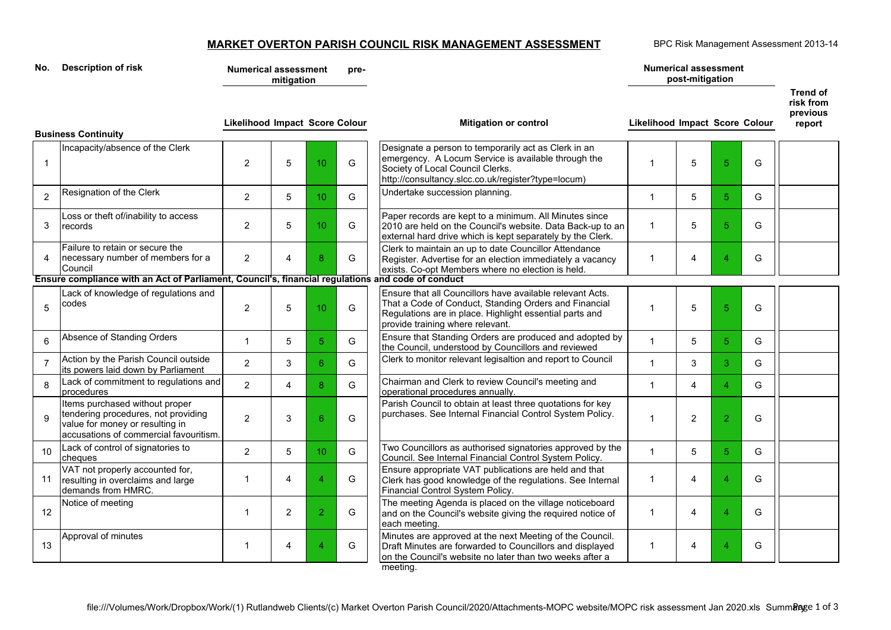# MARKET OVERTON PARISH COUNCIL RISK MANAGEMENT ASSESSMENT

BPC Risk Management Assessment 2013-14

| No. | Description of risk | Numerical assessment pre-mitigation | | | | Mitigation or control | Numerical assessment post-mitigation | | | | Trend of risk from previous report |
|---|---|---|---|---|---|---|---|---|---|---|---|
| | | Likelihood | Impact | Score | Colour | | Likelihood | Impact | Score | Colour | |
| **Business Continuity** | | | | | | | | | | | |
| 1 | Incapacity/absence of the Clerk | 2 | 5 | 10 | G | Designate a person to temporarily act as Clerk in an emergency. A Locum Service is available through the Society of Local Council Clerks. http://consultancy.slcc.co.uk/register?type=locum) | 1 | 5 | 5 | G | |
| 2 | Resignation of the Clerk | 2 | 5 | 10 | G | Undertake succession planning. | 1 | 5 | 5 | G | |
| 3 | Loss or theft of/inability to access records | 2 | 5 | 10 | G | Paper records are kept to a minimum. All Minutes since 2010 are held on the Council's website. Data Back-up to an external hard drive which is kept separately by the Clerk. | 1 | 5 | 5 | G | |
| 4 | Failure to retain or secure the necessary number of members for a Council | 2 | 4 | 8 | G | Clerk to maintain an up to date Councillor Attendance Register. Advertise for an election immediately a vacancy exists. Co-opt Members where no election is held. | 1 | 4 | 4 | G | |
| **Ensure compliance with an Act of Parliament, Council's, financial regulations and code of conduct** | | | | | | | | | | | |
| 5 | Lack of knowledge of regulations and codes | 2 | 5 | 10 | G | Ensure that all Councillors have available relevant Acts. That a Code of Conduct, Standing Orders and Financial Regulations are in place. Highlight essential parts and provide training where relevant. | 1 | 5 | 5 | G | |
| 6 | Absence of Standing Orders | 1 | 5 | 5 | G | Ensure that Standing Orders are produced and adopted by the Council, understood by Councillors and reviewed | 1 | 5 | 5 | G | |
| 7 | Action by the Parish Council outside its powers laid down by Parliament | 2 | 3 | 6 | G | Clerk to monitor relevant legisaltion and report to Council | 1 | 3 | 3 | G | |
| 8 | Lack of commitment to regulations and procedures | 2 | 4 | 8 | G | Chairman and Clerk to review Council's meeting and operational procedures annually. | 1 | 4 | 4 | G | |
| 9 | Items purchased without proper tendering procedures, not providing value for money or resulting in accusations of commercial favouritism. | 2 | 3 | 6 | G | Parish Council to obtain at least three quotations for key purchases. See Internal Financial Control System Policy. | 1 | 2 | 2 | G | |
| 10 | Lack of control of signatories to cheques | 2 | 5 | 10 | G | Two Councillors as authorised signatories approved by the Council. See Internal Financial Control System Policy. | 1 | 5 | 5 | G | |
| 11 | VAT not properly accounted for, resulting in overclaims and large demands from HMRC. | 1 | 4 | 4 | G | Ensure appropriate VAT publications are held and that Clerk has good knowledge of the regulations. See Internal Financial Control System Policy. | 1 | 4 | 4 | G | |
| 12 | Notice of meeting | 1 | 2 | 2 | G | The meeting Agenda is placed on the village noticeboard and on the Council's website giving the required notice of each meeting. | 1 | 4 | 4 | G | |
| 13 | Approval of minutes | 1 | 4 | 4 | G | Minutes are approved at the next Meeting of the Council. Draft Minutes are forwarded to Councillors and displayed on the Council's website no later than two weeks after a meeting. | 1 | 4 | 4 | G | |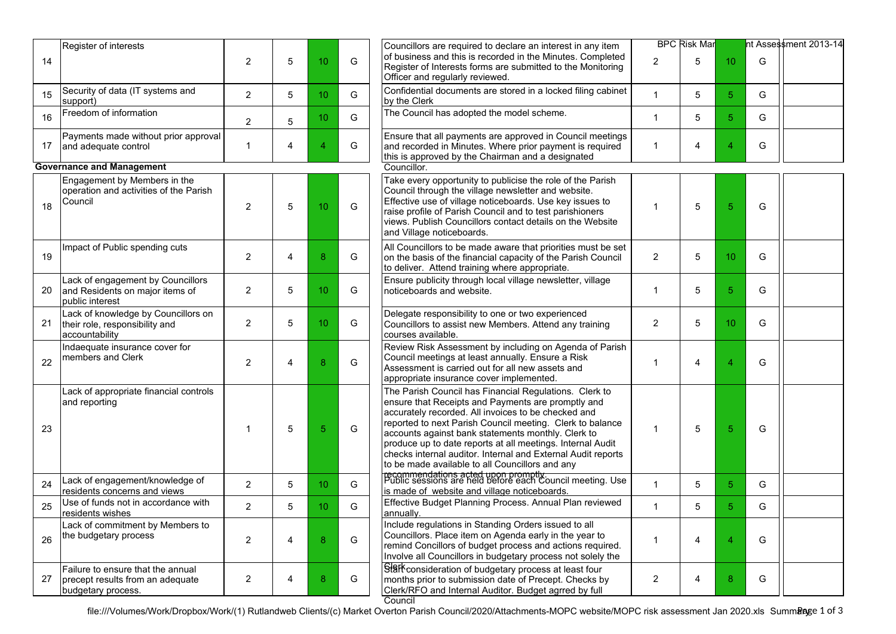| 14 | Register of interests | 2 | 5 | 10 | G | Councillors are required to declare an interest in any item of business and this is recorded in the Minutes. Completed Register of Interests forms are submitted to the Monitoring Officer and regularly reviewed. | 2 | 5 | 10 | G | |
|---|---|---|---|---|---|---|---|---|---|---|---|
| 15 | Security of data (IT systems and support) | 2 | 5 | 10 | G | Confidential documents are stored in a locked filing cabinet by the Clerk | 1 | 5 | 5 | G | |
| 16 | Freedom of information | 2 | 5 | 10 | G | The Council has adopted the model scheme. | 1 | 5 | 5 | G | |
| 17 | Payments made without prior approval and adequate control | 1 | 4 | 4 | G | Ensure that all payments are approved in Council meetings and recorded in Minutes. Where prior payment is required this is approved by the Chairman and a designated Councillor. | 1 | 4 | 4 | G | |
| **Governance and Management** | | | | | | | | | | | |
| 18 | Engagement by Members in the operation and activities of the Parish Council | 2 | 5 | 10 | G | Take every opportunity to publicise the role of the Parish Council through the village newsletter and website. Effective use of village noticeboards. Use key issues to raise profile of Parish Council and to test parishioners views. Publish Councillors contact details on the Website and Village noticeboards. | 1 | 5 | 5 | G | |
| 19 | Impact of Public spending cuts | 2 | 4 | 8 | G | All Councillors to be made aware that priorities must be set on the basis of the financial capacity of the Parish Council to deliver. Attend training where appropriate. | 2 | 5 | 10 | G | |
| 20 | Lack of engagement by Councillors and Residents on major items of public interest | 2 | 5 | 10 | G | Ensure publicity through local village newsletter, village noticeboards and website. | 1 | 5 | 5 | G | |
| 21 | Lack of knowledge by Councillors on their role, responsibility and accountability | 2 | 5 | 10 | G | Delegate responsibility to one or two experienced Councillors to assist new Members. Attend any training courses available. | 2 | 5 | 10 | G | |
| 22 | Indaequate insurance cover for members and Clerk | 2 | 4 | 8 | G | Review Risk Assessment by including on Agenda of Parish Council meetings at least annually. Ensure a Risk Assessment is carried out for all new assets and appropriate insurance cover implemented. | 1 | 4 | 4 | G | |
| 23 | Lack of appropriate financial controls and reporting | 1 | 5 | 5 | G | The Parish Council has Financial Regulations. Clerk to ensure that Receipts and Payments are promptly and accurately recorded. All invoices to be checked and reported to next Parish Council meeting. Clerk to balance accounts against bank statements monthly. Clerk to produce up to date reports at all meetings. Internal Audit checks internal auditor. Internal and External Audit reports to be made available to all Councillors and any recommendations acted upon promptly. | 1 | 5 | 5 | G | |
| 24 | Lack of engagement/knowledge of residents concerns and views | 2 | 5 | 10 | G | Public sessions are held before each Council meeting. Use is made of website and village noticeboards. | 1 | 5 | 5 | G | |
| 25 | Use of funds not in accordance with residents wishes | 2 | 5 | 10 | G | Effective Budget Planning Process. Annual Plan reviewed annually. | 1 | 5 | 5 | G | |
| 26 | Lack of commitment by Members to the budgetary process | 2 | 4 | 8 | G | Include regulations in Standing Orders issued to all Councillors. Place item on Agenda early in the year to remind Concillors of budget process and actions required. Involve all Councillors in budgetary process not solely the Clerk. | 1 | 4 | 4 | G | |
| 27 | Failure to ensure that the annual precept results from an adequate budgetary process. | 2 | 4 | 8 | G | Start consideration of budgetary process at least four months prior to submission date of Precept. Checks by Clerk/RFO and Internal Auditor. Budget agrred by full Council | 2 | 4 | 8 | G | |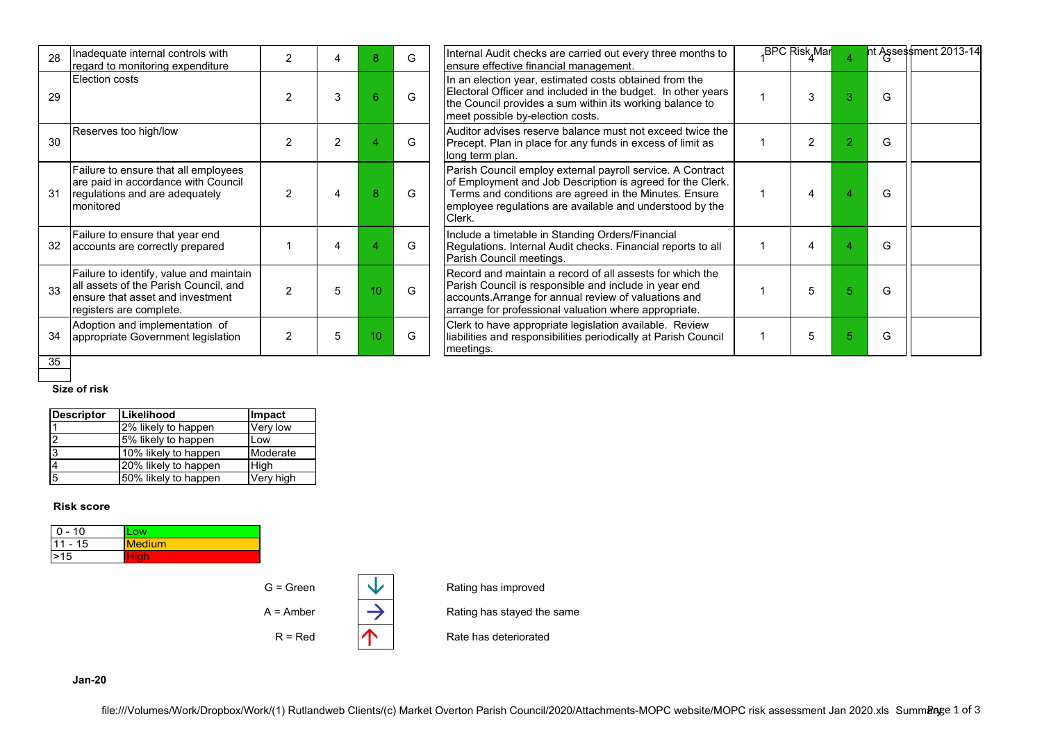| | | | | | | | | | | | |
|---|---|---|---|---|---|---|---|---|---|---|---|
| 28 | Inadequate internal controls with regard to monitoring expenditure | 2 | 4 | 8 | G | Internal Audit checks are carried out every three months to ensure effective financial management. | 1 | 4 | 4 | G | |
| 29 | Election costs | 2 | 3 | 6 | G | In an election year, estimated costs obtained from the Electoral Officer and included in the budget. In other years the Council provides a sum within its working balance to meet possible by-election costs. | 1 | 3 | 3 | G | |
| 30 | Reserves too high/low | 2 | 2 | 4 | G | Auditor advises reserve balance must not exceed twice the Precept. Plan in place for any funds in excess of limit as long term plan. | 1 | 2 | 2 | G | |
| 31 | Failure to ensure that all employees are paid in accordance with Council regulations and are adequately monitored | 2 | 4 | 8 | G | Parish Council employ external payroll service. A Contract of Employment and Job Description is agreed for the Clerk. Terms and conditions are agreed in the Minutes. Ensure employee regulations are available and understood by the Clerk. | 1 | 4 | 4 | G | |
| 32 | Failure to ensure that year end accounts are correctly prepared | 1 | 4 | 4 | G | Include a timetable in Standing Orders/Financial Regulations. Internal Audit checks. Financial reports to all Parish Council meetings. | 1 | 4 | 4 | G | |
| 33 | Failure to identify, value and maintain all assets of the Parish Council, and ensure that asset and investment registers are complete. | 2 | 5 | 10 | G | Record and maintain a record of all assests for which the Parish Council is responsible and include in year end accounts.Arrange for annual review of valuations and arrange for professional valuation where appropriate. | 1 | 5 | 5 | G | |
| 34 | Adoption and implementation of appropriate Government legislation | 2 | 5 | 10 | G | Clerk to have appropriate legislation available. Review liabilities and responsibilities periodically at Parish Council meetings. | 1 | 5 | 5 | G | |
| 35 | | | | | | | | | | | |

**Size of risk**

| Descriptor | Likelihood | Impact |
|---|---|---|
| 1 | 2% likely to happen | Very low |
| 2 | 5% likely to happen | Low |
| 3 | 10% likely to happen | Moderate |
| 4 | 20% likely to happen | High |
| 5 | 50% likely to happen | Very high |

**Risk score**

| | |
|---|---|
| 0 - 10 | Low |
| 11 - 15 | Medium |
| >15 | High |

G = Green — ↓ Rating has improved

A = Amber — → Rating has stayed the same

R = Red — ↑ Rate has deteriorated

**Jan-20**